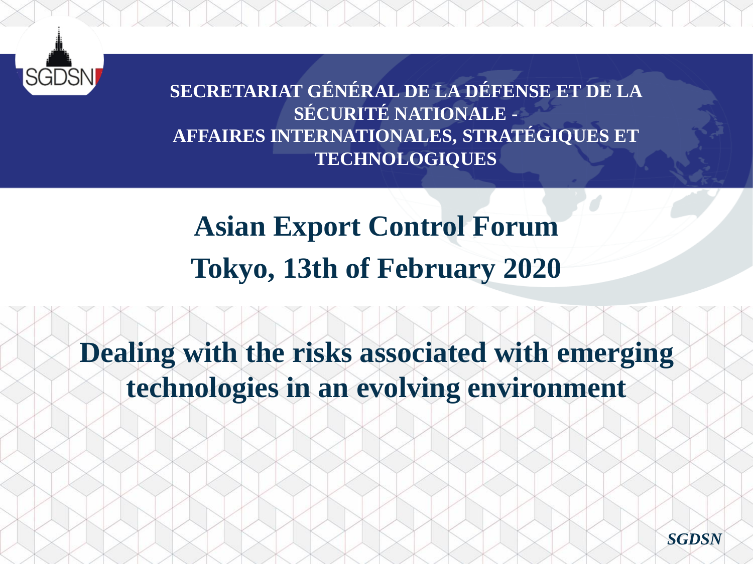**SECRETARIAT GÉNÉRAL DE LA DÉFENSE ET DE LA SÉCURITÉ NATIONALE - AFFAIRES INTERNATIONALES, STRATÉGIQUES ET TECHNOLOGIQUES**

# Asian Export Control Forum

## Tokyo, 13th of February 2020

# Dealing with the risks associated with emerging technologies in an evolving environment

***SGDSN***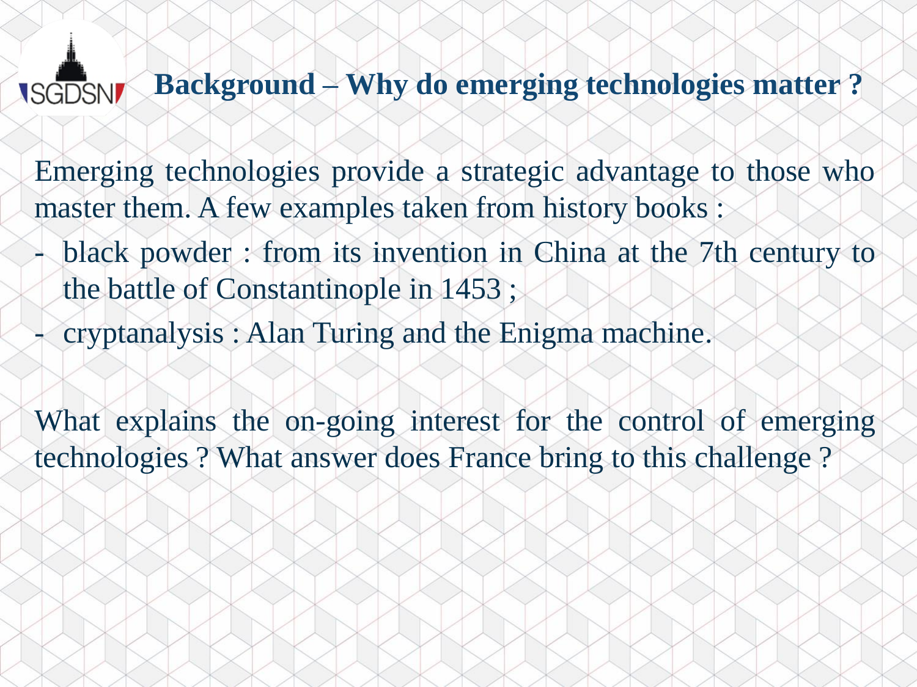## Background – Why do emerging technologies matter ?

Emerging technologies provide a strategic advantage to those who master them. A few examples taken from history books :

- black powder : from its invention in China at the 7th century to the battle of Constantinople in 1453 ;
- cryptanalysis : Alan Turing and the Enigma machine.

What explains the on-going interest for the control of emerging technologies ? What answer does France bring to this challenge ?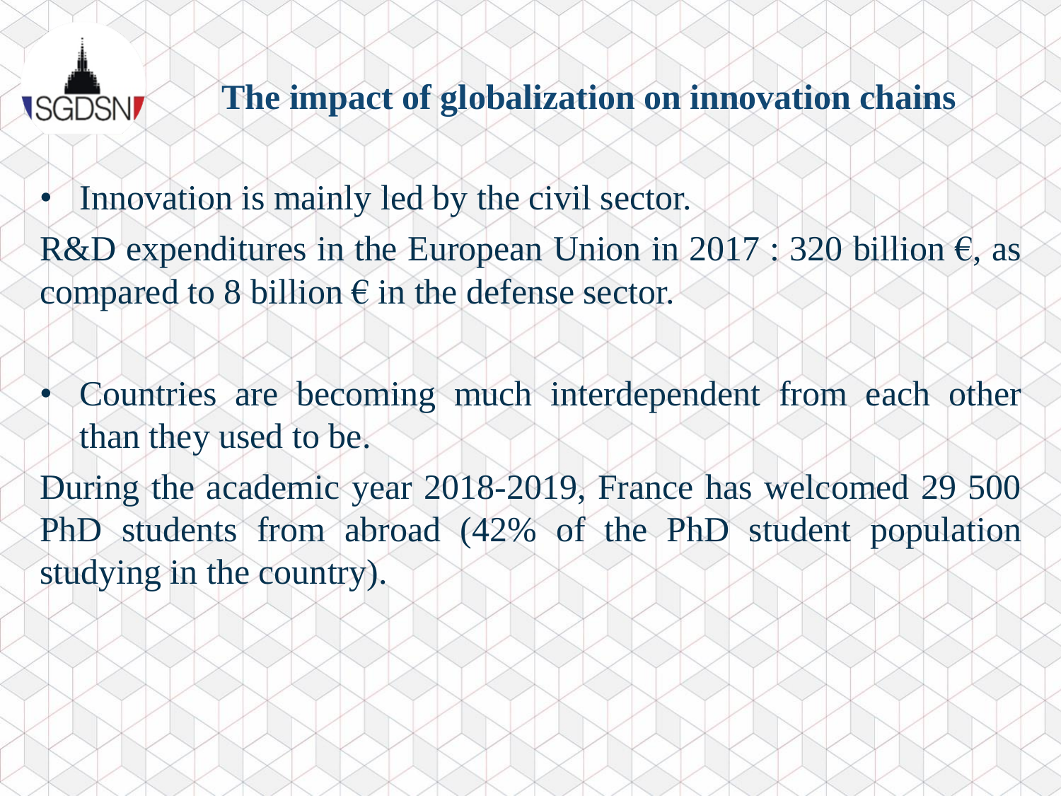## The impact of globalization on innovation chains

- Innovation is mainly led by the civil sector.

R&D expenditures in the European Union in 2017 : 320 billion €, as compared to 8 billion € in the defense sector.

- Countries are becoming much interdependent from each other than they used to be.

During the academic year 2018-2019, France has welcomed 29 500 PhD students from abroad (42% of the PhD student population studying in the country).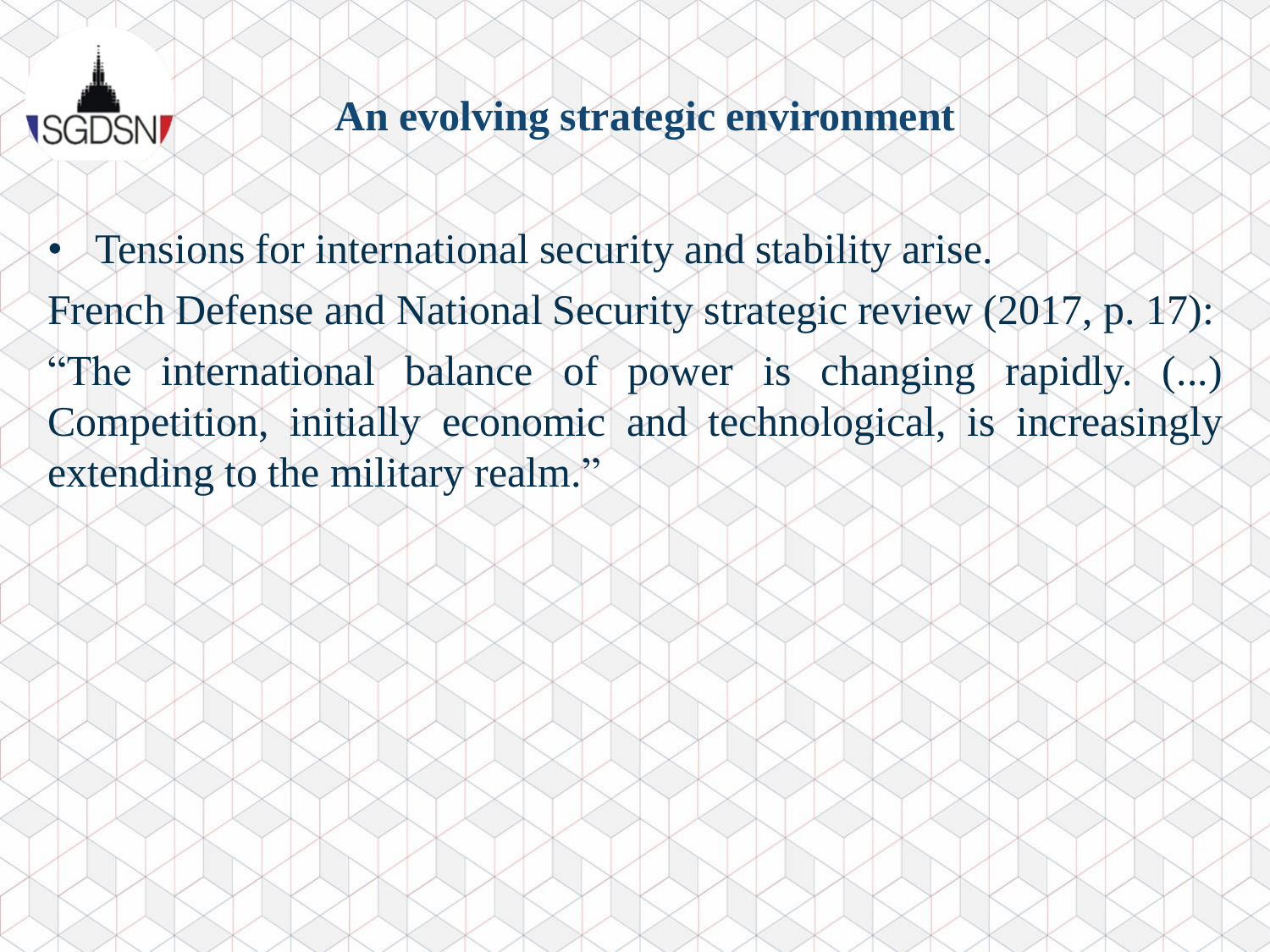## An evolving strategic environment

- Tensions for international security and stability arise.

French Defense and National Security strategic review (2017, p. 17):

"The international balance of power is changing rapidly. (...) Competition, initially economic and technological, is increasingly extending to the military realm."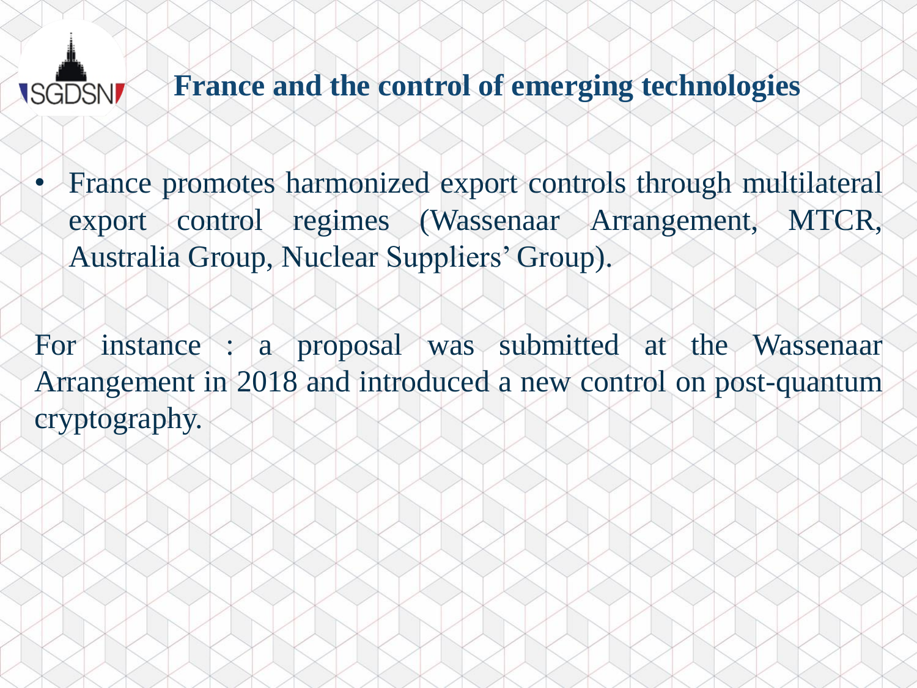# France and the control of emerging technologies

- France promotes harmonized export controls through multilateral export control regimes (Wassenaar Arrangement, MTCR, Australia Group, Nuclear Suppliers' Group).

For instance : a proposal was submitted at the Wassenaar Arrangement in 2018 and introduced a new control on post-quantum cryptography.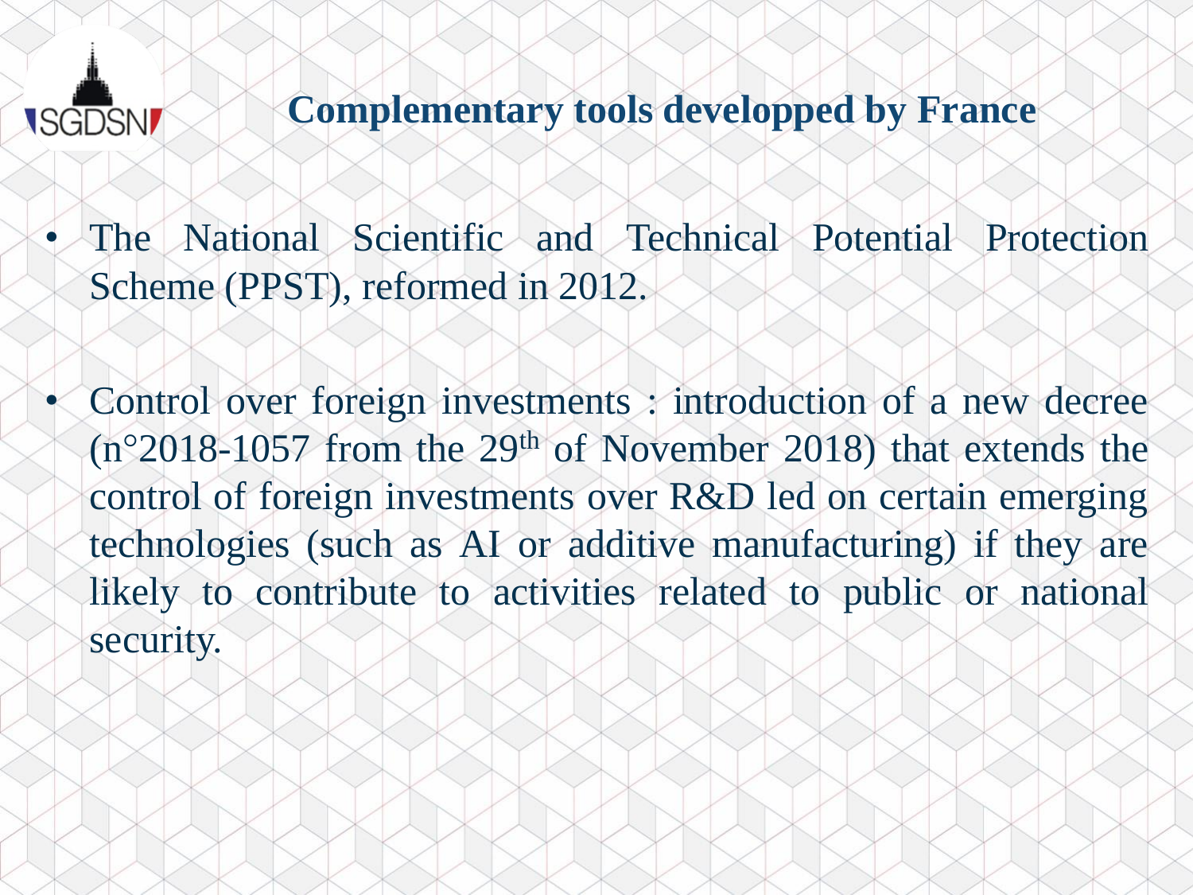## Complementary tools developped by France

- The National Scientific and Technical Potential Protection Scheme (PPST), reformed in 2012.

- Control over foreign investments : introduction of a new decree (n°2018-1057 from the 29th of November 2018) that extends the control of foreign investments over R&D led on certain emerging technologies (such as AI or additive manufacturing) if they are likely to contribute to activities related to public or national security.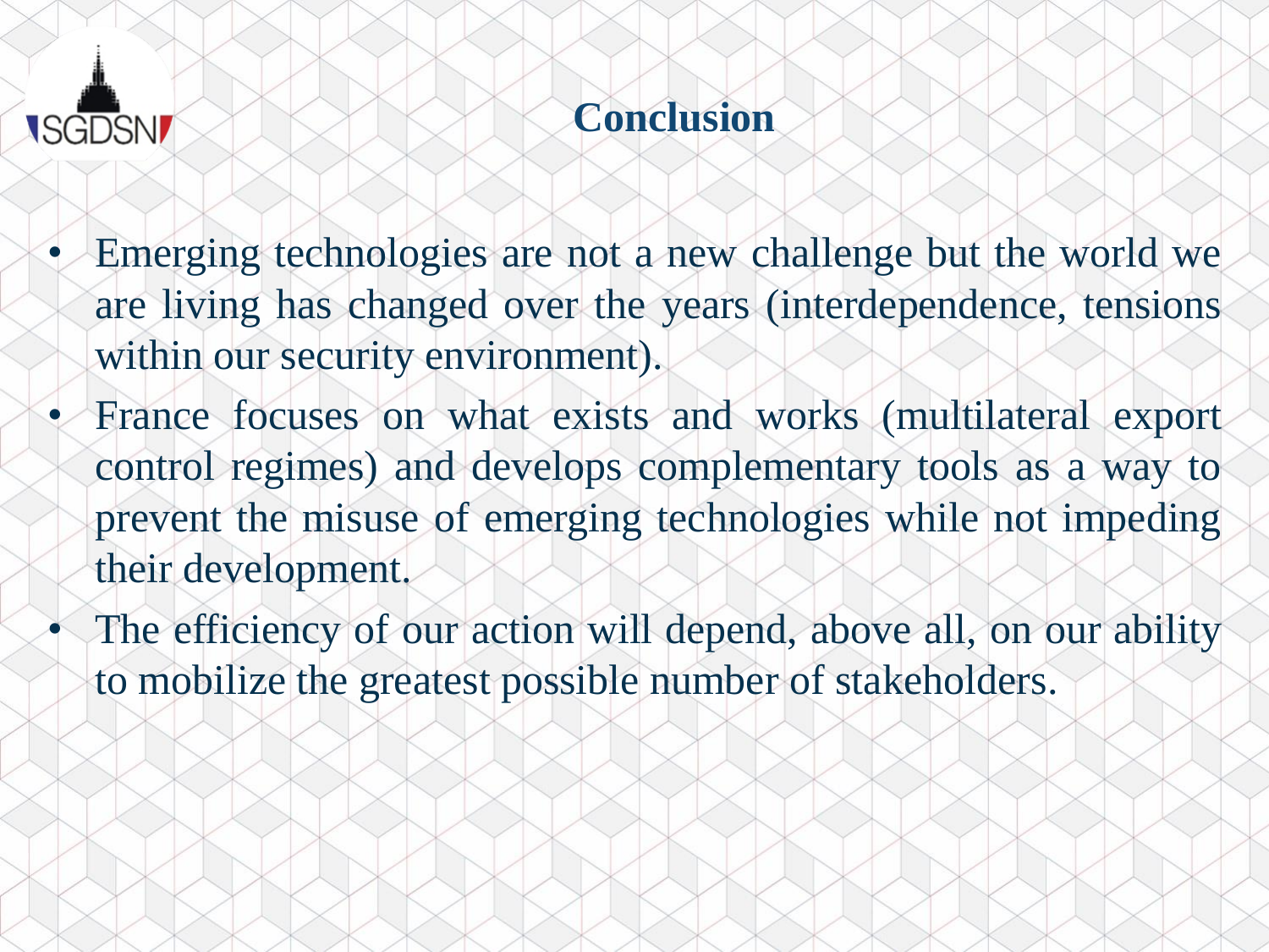# Conclusion

- Emerging technologies are not a new challenge but the world we are living has changed over the years (interdependence, tensions within our security environment).
- France focuses on what exists and works (multilateral export control regimes) and develops complementary tools as a way to prevent the misuse of emerging technologies while not impeding their development.
- The efficiency of our action will depend, above all, on our ability to mobilize the greatest possible number of stakeholders.